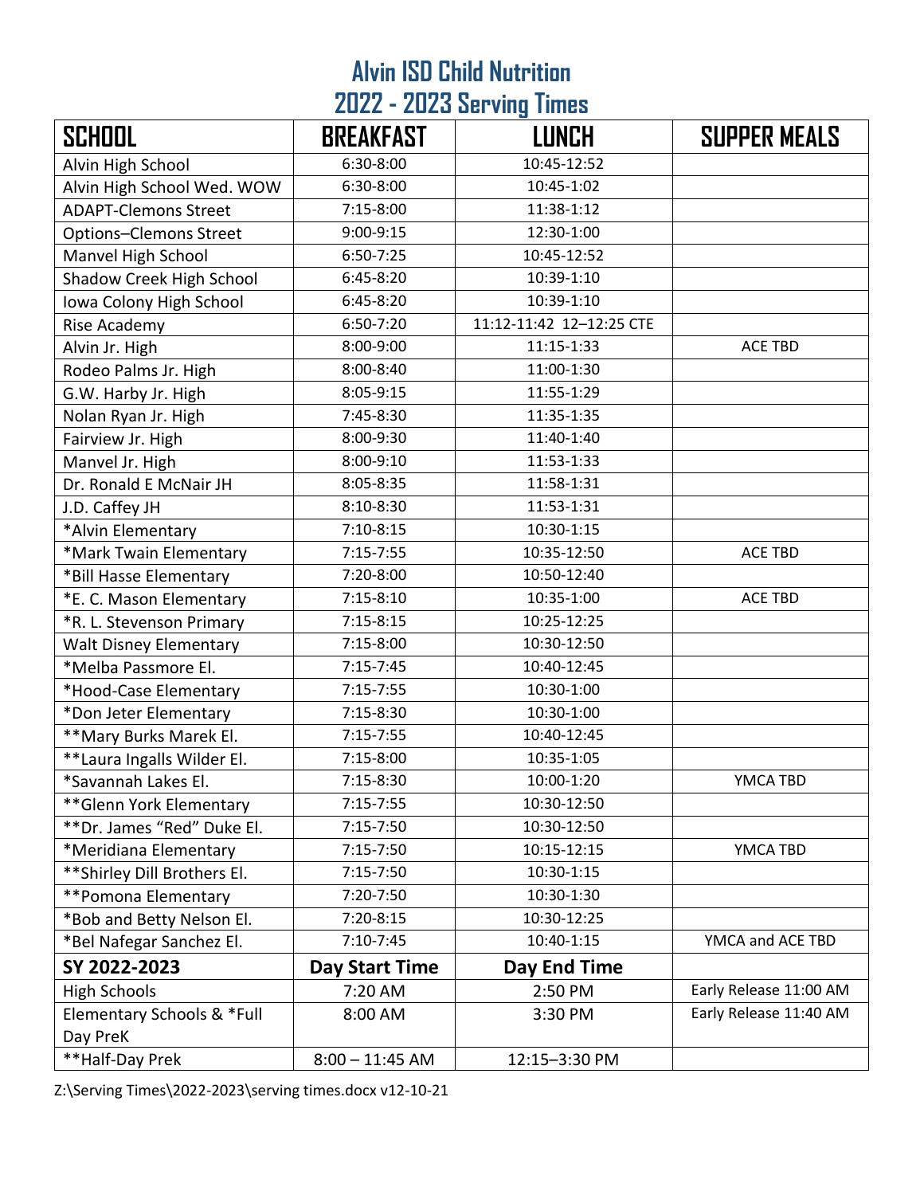# Alvin ISD Child Nutrition
## 2022 - 2023 Serving Times

| SCHOOL | BREAKFAST | LUNCH | SUPPER MEALS |
|---|---|---|---|
| Alvin High School | 6:30-8:00 | 10:45-12:52 | |
| Alvin High School Wed. WOW | 6:30-8:00 | 10:45-1:02 | |
| ADAPT-Clemons Street | 7:15-8:00 | 11:38-1:12 | |
| Options–Clemons Street | 9:00-9:15 | 12:30-1:00 | |
| Manvel High School | 6:50-7:25 | 10:45-12:52 | |
| Shadow Creek High School | 6:45-8:20 | 10:39-1:10 | |
| Iowa Colony High School | 6:45-8:20 | 10:39-1:10 | |
| Rise Academy | 6:50-7:20 | 11:12-11:42 12–12:25 CTE | |
| Alvin Jr. High | 8:00-9:00 | 11:15-1:33 | ACE TBD |
| Rodeo Palms Jr. High | 8:00-8:40 | 11:00-1:30 | |
| G.W. Harby Jr. High | 8:05-9:15 | 11:55-1:29 | |
| Nolan Ryan Jr. High | 7:45-8:30 | 11:35-1:35 | |
| Fairview Jr. High | 8:00-9:30 | 11:40-1:40 | |
| Manvel Jr. High | 8:00-9:10 | 11:53-1:33 | |
| Dr. Ronald E McNair JH | 8:05-8:35 | 11:58-1:31 | |
| J.D. Caffey JH | 8:10-8:30 | 11:53-1:31 | |
| *Alvin Elementary | 7:10-8:15 | 10:30-1:15 | |
| *Mark Twain Elementary | 7:15-7:55 | 10:35-12:50 | ACE TBD |
| *Bill Hasse Elementary | 7:20-8:00 | 10:50-12:40 | |
| *E. C. Mason Elementary | 7:15-8:10 | 10:35-1:00 | ACE TBD |
| *R. L. Stevenson Primary | 7:15-8:15 | 10:25-12:25 | |
| Walt Disney Elementary | 7:15-8:00 | 10:30-12:50 | |
| *Melba Passmore El. | 7:15-7:45 | 10:40-12:45 | |
| *Hood-Case Elementary | 7:15-7:55 | 10:30-1:00 | |
| *Don Jeter Elementary | 7:15-8:30 | 10:30-1:00 | |
| **Mary Burks Marek El. | 7:15-7:55 | 10:40-12:45 | |
| **Laura Ingalls Wilder El. | 7:15-8:00 | 10:35-1:05 | |
| *Savannah Lakes El. | 7:15-8:30 | 10:00-1:20 | YMCA TBD |
| **Glenn York Elementary | 7:15-7:55 | 10:30-12:50 | |
| **Dr. James "Red" Duke El. | 7:15-7:50 | 10:30-12:50 | |
| *Meridiana Elementary | 7:15-7:50 | 10:15-12:15 | YMCA TBD |
| **Shirley Dill Brothers El. | 7:15-7:50 | 10:30-1:15 | |
| **Pomona Elementary | 7:20-7:50 | 10:30-1:30 | |
| *Bob and Betty Nelson El. | 7:20-8:15 | 10:30-12:25 | |
| *Bel Nafegar Sanchez El. | 7:10-7:45 | 10:40-1:15 | YMCA and ACE TBD |
| **SY 2022-2023** | **Day Start Time** | **Day End Time** | |
| High Schools | 7:20 AM | 2:50 PM | Early Release 11:00 AM |
| Elementary Schools & *Full Day PreK | 8:00 AM | 3:30 PM | Early Release 11:40 AM |
| **Half-Day Prek | 8:00 – 11:45 AM | 12:15–3:30 PM | |

Z:\Serving Times\2022-2023\serving times.docx v12-10-21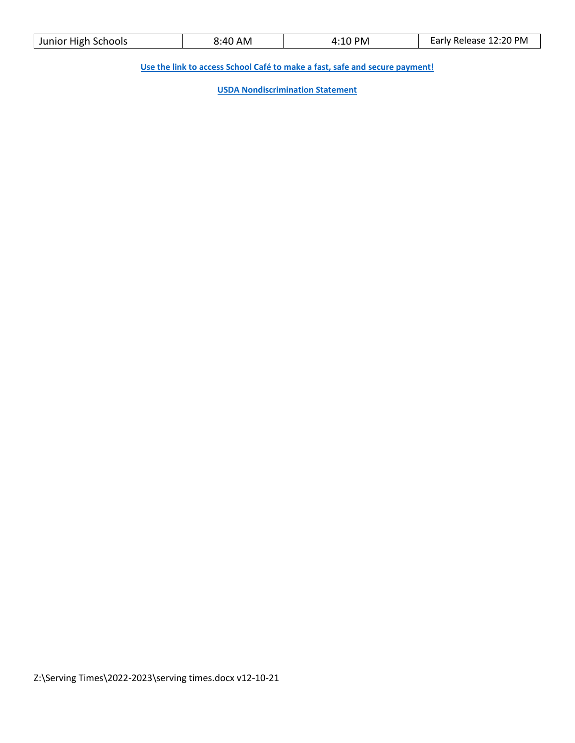| | | | |
|---|---|---|---|
| Junior High Schools | 8:40 AM | 4:10 PM | Early Release 12:20 PM |

**Use the link to access School Café to make a fast, safe and secure payment!**

**USDA Nondiscrimination Statement**

Z:\Serving Times\2022-2023\serving times.docx v12-10-21